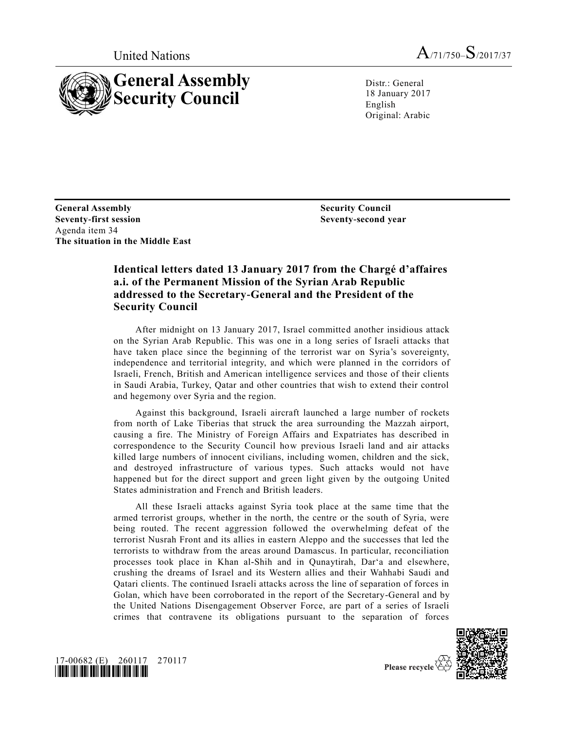United Nations A/71/750–S/2017/37

# General Assembly Security Council

Distr.: General
18 January 2017
English
Original: Arabic

**General Assembly**
**Seventy-first session**
Agenda item 34
**The situation in the Middle East**

**Security Council**
**Seventy-second year**

## Identical letters dated 13 January 2017 from the Chargé d'affaires a.i. of the Permanent Mission of the Syrian Arab Republic addressed to the Secretary-General and the President of the Security Council

After midnight on 13 January 2017, Israel committed another insidious attack on the Syrian Arab Republic. This was one in a long series of Israeli attacks that have taken place since the beginning of the terrorist war on Syria's sovereignty, independence and territorial integrity, and which were planned in the corridors of Israeli, French, British and American intelligence services and those of their clients in Saudi Arabia, Turkey, Qatar and other countries that wish to extend their control and hegemony over Syria and the region.

Against this background, Israeli aircraft launched a large number of rockets from north of Lake Tiberias that struck the area surrounding the Mazzah airport, causing a fire. The Ministry of Foreign Affairs and Expatriates has described in correspondence to the Security Council how previous Israeli land and air attacks killed large numbers of innocent civilians, including women, children and the sick, and destroyed infrastructure of various types. Such attacks would not have happened but for the direct support and green light given by the outgoing United States administration and French and British leaders.

All these Israeli attacks against Syria took place at the same time that the armed terrorist groups, whether in the north, the centre or the south of Syria, were being routed. The recent aggression followed the overwhelming defeat of the terrorist Nusrah Front and its allies in eastern Aleppo and the successes that led the terrorists to withdraw from the areas around Damascus. In particular, reconciliation processes took place in Khan al-Shih and in Qunaytirah, Dar'a and elsewhere, crushing the dreams of Israel and its Western allies and their Wahhabi Saudi and Qatari clients. The continued Israeli attacks across the line of separation of forces in Golan, which have been corroborated in the report of the Secretary-General and by the United Nations Disengagement Observer Force, are part of a series of Israeli crimes that contravene its obligations pursuant to the separation of forces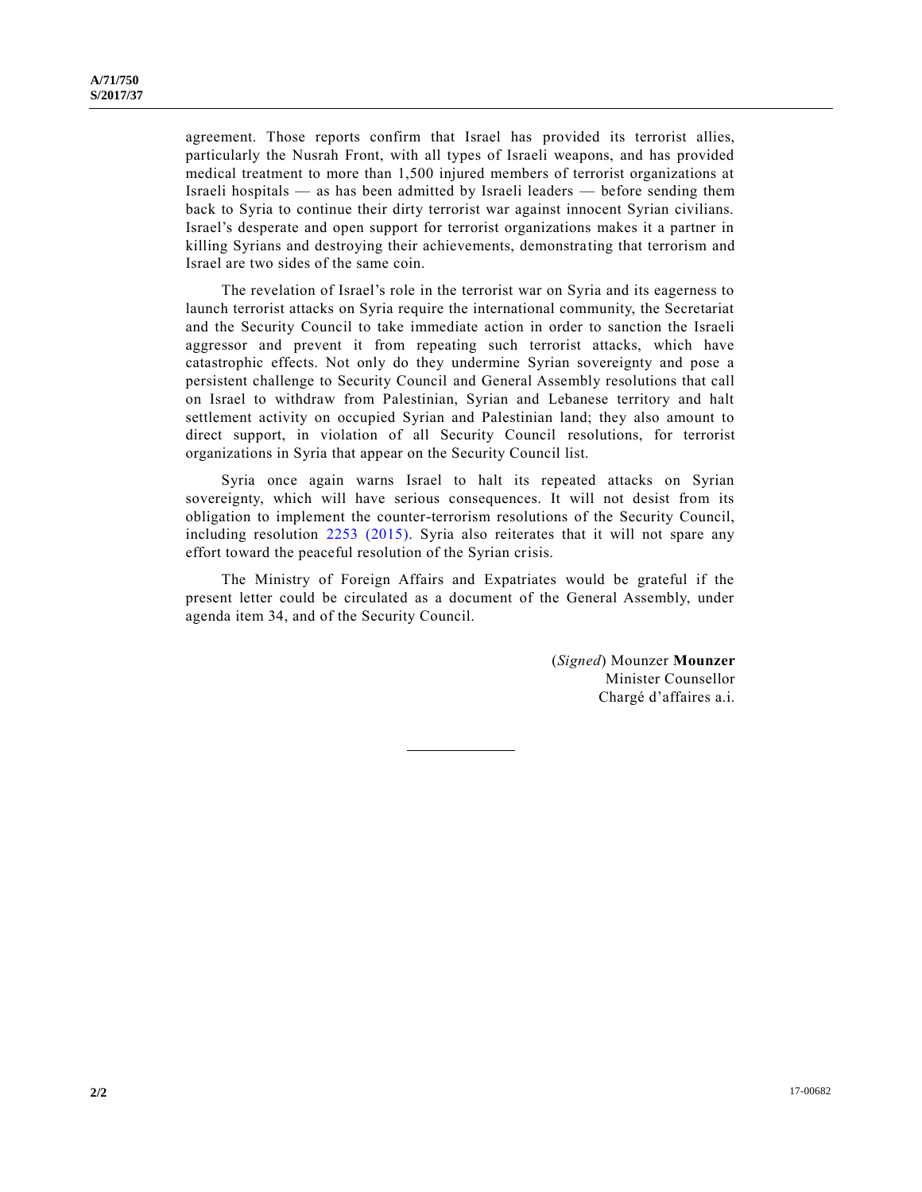agreement. Those reports confirm that Israel has provided its terrorist allies, particularly the Nusrah Front, with all types of Israeli weapons, and has provided medical treatment to more than 1,500 injured members of terrorist organizations at Israeli hospitals — as has been admitted by Israeli leaders — before sending them back to Syria to continue their dirty terrorist war against innocent Syrian civilians. Israel's desperate and open support for terrorist organizations makes it a partner in killing Syrians and destroying their achievements, demonstrating that terrorism and Israel are two sides of the same coin.

The revelation of Israel's role in the terrorist war on Syria and its eagerness to launch terrorist attacks on Syria require the international community, the Secretariat and the Security Council to take immediate action in order to sanction the Israeli aggressor and prevent it from repeating such terrorist attacks, which have catastrophic effects. Not only do they undermine Syrian sovereignty and pose a persistent challenge to Security Council and General Assembly resolutions that call on Israel to withdraw from Palestinian, Syrian and Lebanese territory and halt settlement activity on occupied Syrian and Palestinian land; they also amount to direct support, in violation of all Security Council resolutions, for terrorist organizations in Syria that appear on the Security Council list.

Syria once again warns Israel to halt its repeated attacks on Syrian sovereignty, which will have serious consequences. It will not desist from its obligation to implement the counter-terrorism resolutions of the Security Council, including resolution 2253 (2015). Syria also reiterates that it will not spare any effort toward the peaceful resolution of the Syrian crisis.

The Ministry of Foreign Affairs and Expatriates would be grateful if the present letter could be circulated as a document of the General Assembly, under agenda item 34, and of the Security Council.

(*Signed*) Mounzer **Mounzer**
Minister Counsellor
Chargé d'affaires a.i.